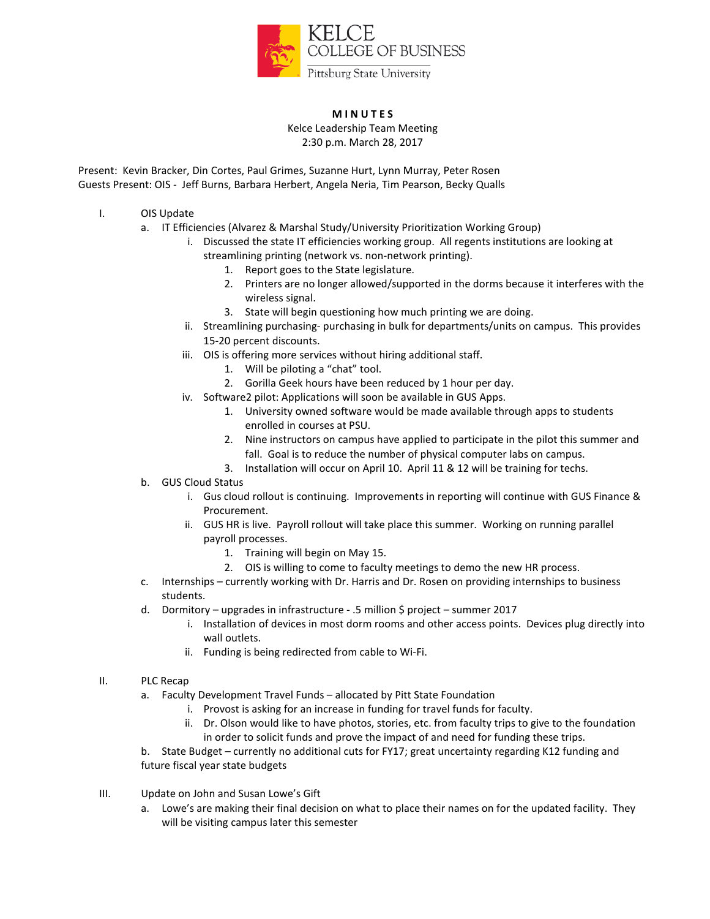KELCE
COLLEGE OF BUSINESS
Pittsburg State University

**MINUTES**

Kelce Leadership Team Meeting
2:30 p.m. March 28, 2017

Present: Kevin Bracker, Din Cortes, Paul Grimes, Suzanne Hurt, Lynn Murray, Peter Rosen
Guests Present: OIS - Jeff Burns, Barbara Herbert, Angela Neria, Tim Pearson, Becky Qualls

I. OIS Update
   a. IT Efficiencies (Alvarez & Marshal Study/University Prioritization Working Group)
      i. Discussed the state IT efficiencies working group. All regents institutions are looking at streamlining printing (network vs. non-network printing).
         1. Report goes to the State legislature.
         2. Printers are no longer allowed/supported in the dorms because it interferes with the wireless signal.
         3. State will begin questioning how much printing we are doing.
      ii. Streamlining purchasing- purchasing in bulk for departments/units on campus. This provides 15-20 percent discounts.
      iii. OIS is offering more services without hiring additional staff.
         1. Will be piloting a "chat" tool.
         2. Gorilla Geek hours have been reduced by 1 hour per day.
      iv. Software2 pilot: Applications will soon be available in GUS Apps.
         1. University owned software would be made available through apps to students enrolled in courses at PSU.
         2. Nine instructors on campus have applied to participate in the pilot this summer and fall. Goal is to reduce the number of physical computer labs on campus.
         3. Installation will occur on April 10. April 11 & 12 will be training for techs.
   b. GUS Cloud Status
      i. Gus cloud rollout is continuing. Improvements in reporting will continue with GUS Finance & Procurement.
      ii. GUS HR is live. Payroll rollout will take place this summer. Working on running parallel payroll processes.
         1. Training will begin on May 15.
         2. OIS is willing to come to faculty meetings to demo the new HR process.
   c. Internships – currently working with Dr. Harris and Dr. Rosen on providing internships to business students.
   d. Dormitory – upgrades in infrastructure - .5 million $ project – summer 2017
      i. Installation of devices in most dorm rooms and other access points. Devices plug directly into wall outlets.
      ii. Funding is being redirected from cable to Wi-Fi.

II. PLC Recap
   a. Faculty Development Travel Funds – allocated by Pitt State Foundation
      i. Provost is asking for an increase in funding for travel funds for faculty.
      ii. Dr. Olson would like to have photos, stories, etc. from faculty trips to give to the foundation in order to solicit funds and prove the impact of and need for funding these trips.
   b. State Budget – currently no additional cuts for FY17; great uncertainty regarding K12 funding and future fiscal year state budgets

III. Update on John and Susan Lowe's Gift
   a. Lowe's are making their final decision on what to place their names on for the updated facility. They will be visiting campus later this semester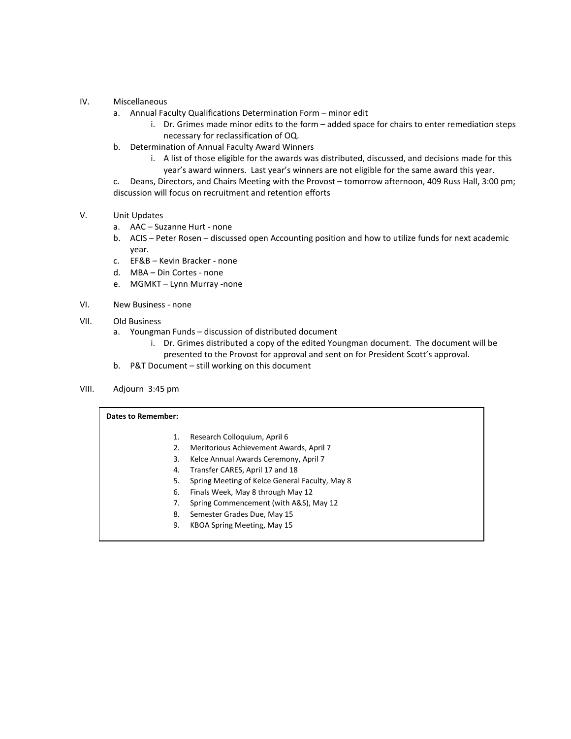IV. Miscellaneous

   a. Annual Faculty Qualifications Determination Form – minor edit

      i. Dr. Grimes made minor edits to the form – added space for chairs to enter remediation steps necessary for reclassification of OQ.

   b. Determination of Annual Faculty Award Winners

      i. A list of those eligible for the awards was distributed, discussed, and decisions made for this year's award winners. Last year's winners are not eligible for the same award this year.

   c. Deans, Directors, and Chairs Meeting with the Provost – tomorrow afternoon, 409 Russ Hall, 3:00 pm; discussion will focus on recruitment and retention efforts

V. Unit Updates

   a. AAC – Suzanne Hurt - none

   b. ACIS – Peter Rosen – discussed open Accounting position and how to utilize funds for next academic year.

   c. EF&B – Kevin Bracker - none

   d. MBA – Din Cortes - none

   e. MGMKT – Lynn Murray -none

VI. New Business - none

VII. Old Business

   a. Youngman Funds – discussion of distributed document

      i. Dr. Grimes distributed a copy of the edited Youngman document. The document will be presented to the Provost for approval and sent on for President Scott's approval.

   b. P&T Document – still working on this document

VIII. Adjourn 3:45 pm

**Dates to Remember:**

1. Research Colloquium, April 6
2. Meritorious Achievement Awards, April 7
3. Kelce Annual Awards Ceremony, April 7
4. Transfer CARES, April 17 and 18
5. Spring Meeting of Kelce General Faculty, May 8
6. Finals Week, May 8 through May 12
7. Spring Commencement (with A&S), May 12
8. Semester Grades Due, May 15
9. KBOA Spring Meeting, May 15